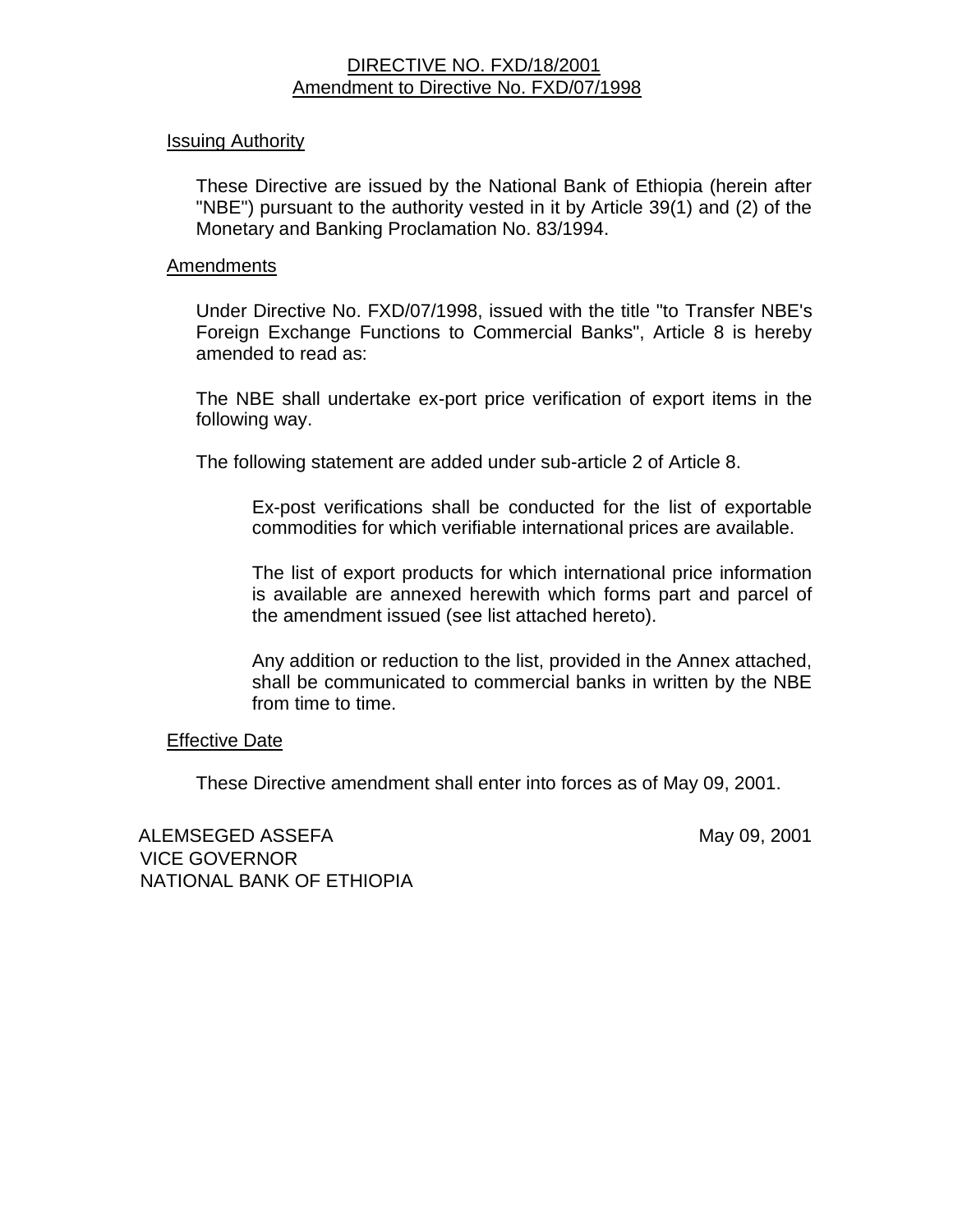# DIRECTIVE NO. FXD/18/2001
## Amendment to Directive No. FXD/07/1998

### Issuing Authority

These Directive are issued by the National Bank of Ethiopia (herein after "NBE") pursuant to the authority vested in it by Article 39(1) and (2) of the Monetary and Banking Proclamation No. 83/1994.

### Amendments

Under Directive No. FXD/07/1998, issued with the title "to Transfer NBE's Foreign Exchange Functions to Commercial Banks", Article 8 is hereby amended to read as:

The NBE shall undertake ex-port price verification of export items in the following way.

The following statement are added under sub-article 2 of Article 8.

> Ex-post verifications shall be conducted for the list of exportable commodities for which verifiable international prices are available.
>
> The list of export products for which international price information is available are annexed herewith which forms part and parcel of the amendment issued (see list attached hereto).
>
> Any addition or reduction to the list, provided in the Annex attached, shall be communicated to commercial banks in written by the NBE from time to time.

### Effective Date

These Directive amendment shall enter into forces as of May 09, 2001.

ALEMSEGED ASSEFA
VICE GOVERNOR
NATIONAL BANK OF ETHIOPIA

May 09, 2001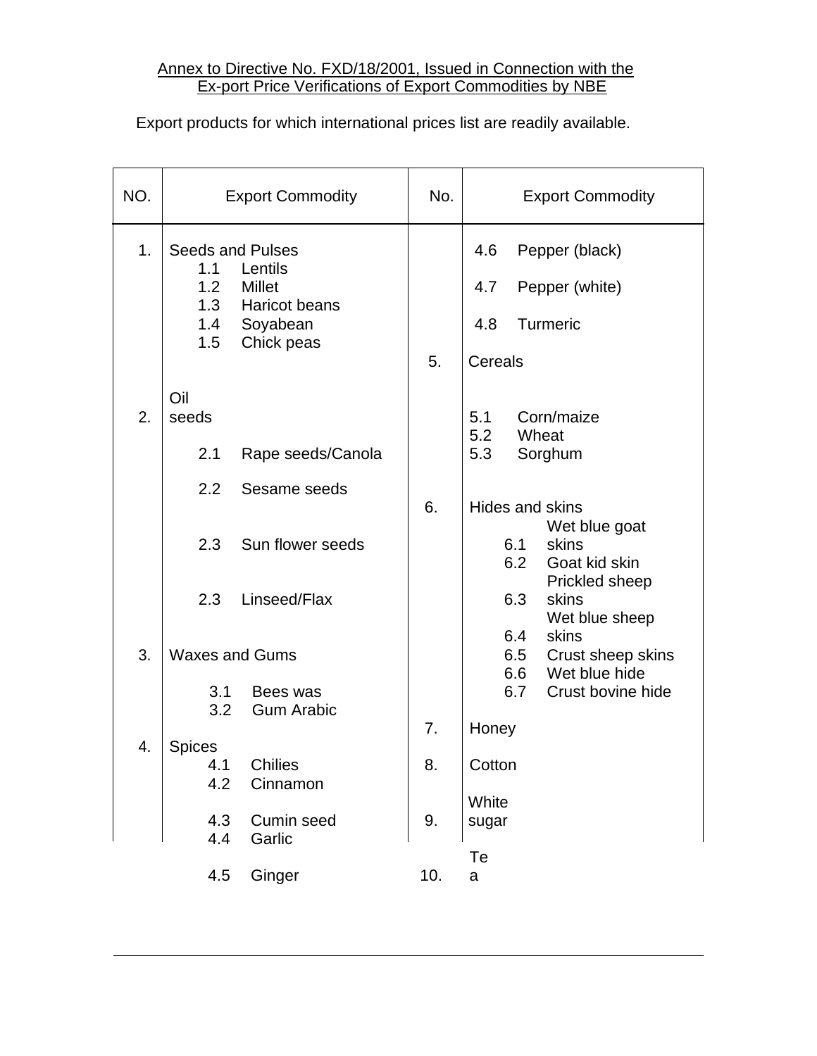<u>Annex to Directive No. FXD/18/2001, Issued in Connection with the Ex-port Price Verifications of Export Commodities by NBE</u>

Export products for which international prices list are readily available.

| NO. | Export Commodity | No. | Export Commodity |
|---|---|---|---|
| 1. | Seeds and Pulses<br>1.1 Lentils<br>1.2 Millet<br>1.3 Haricot beans<br>1.4 Soyabean<br>1.5 Chick peas | | 4.6 Pepper (black)<br>4.7 Pepper (white)<br>4.8 Turmeric |
| | | 5. | Cereals<br>5.1 Corn/maize<br>5.2 Wheat<br>5.3 Sorghum |
| 2. | Oil seeds<br>2.1 Rape seeds/Canola<br>2.2 Sesame seeds<br>2.3 Sun flower seeds<br>2.3 Linseed/Flax | 6. | Hides and skins<br>6.1 Wet blue goat skins<br>6.2 Goat kid skin<br>6.3 Prickled sheep skins<br>6.4 Wet blue sheep skins<br>6.5 Crust sheep skins<br>6.6 Wet blue hide<br>6.7 Crust bovine hide |
| 3. | Waxes and Gums<br>3.1 Bees was<br>3.2 Gum Arabic | 7. | Honey |
| 4. | Spices<br>4.1 Chilies<br>4.2 Cinnamon<br>4.3 Cumin seed<br>4.4 Garlic<br>4.5 Ginger | 8. | Cotton |
| | | 9. | White sugar |
| | | 10. | Tea |